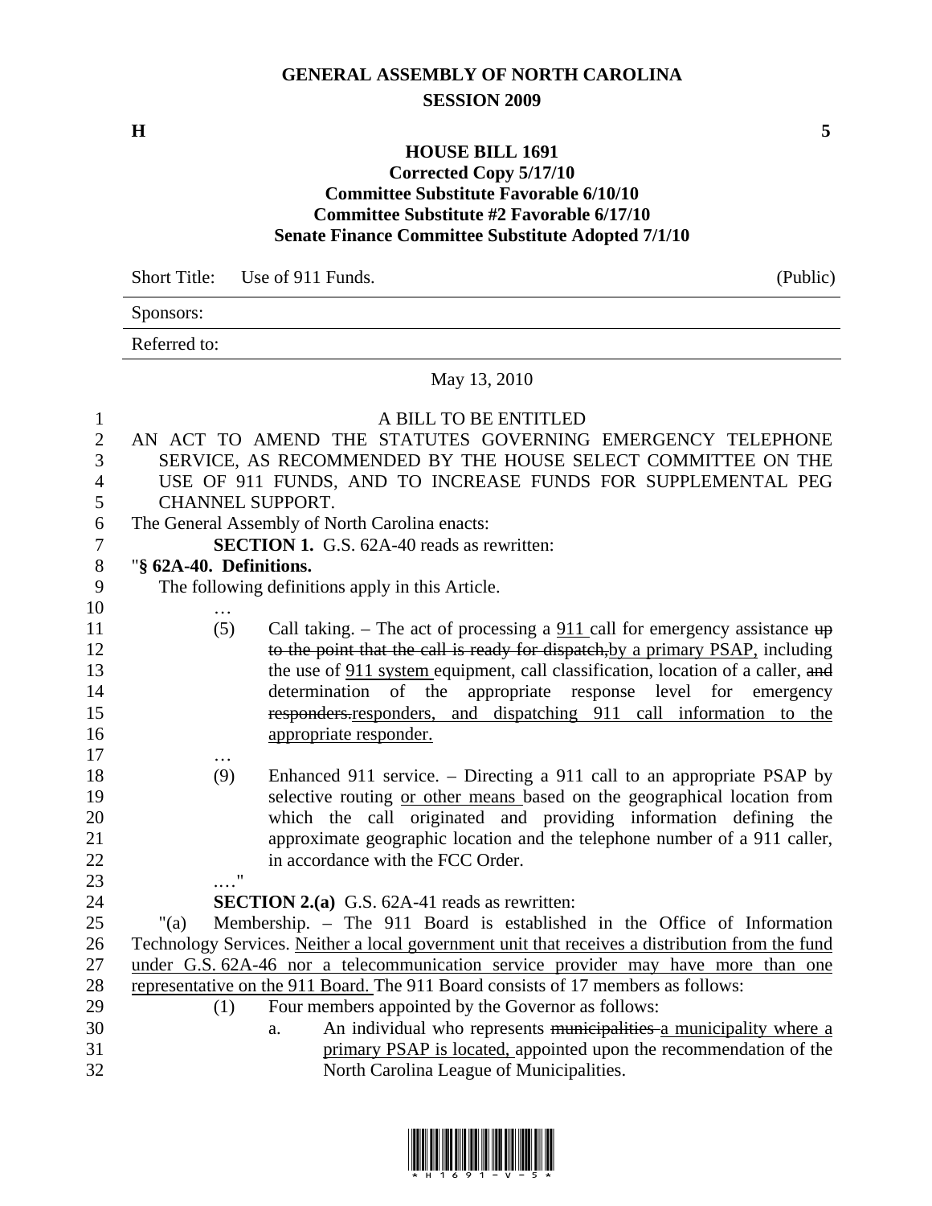# GENERAL ASSEMBLY OF NORTH CAROLINA
## SESSION 2009

**H** **5**

## HOUSE BILL 1691
### Corrected Copy 5/17/10
### Committee Substitute Favorable 6/10/10
### Committee Substitute #2 Favorable 6/17/10
### Senate Finance Committee Substitute Adopted 7/1/10

| Short Title: | Use of 911 Funds. | (Public) |
|---|---|---|
| Sponsors: | | |
| Referred to: | | |

May 13, 2010

A BILL TO BE ENTITLED

AN ACT TO AMEND THE STATUTES GOVERNING EMERGENCY TELEPHONE SERVICE, AS RECOMMENDED BY THE HOUSE SELECT COMMITTEE ON THE USE OF 911 FUNDS, AND TO INCREASE FUNDS FOR SUPPLEMENTAL PEG CHANNEL SUPPORT.

The General Assembly of North Carolina enacts:

**SECTION 1.** G.S. 62A-40 reads as rewritten:

"**§ 62A-40. Definitions.**

The following definitions apply in this Article.

…

(5) Call taking. – The act of processing a 911 call for emergency assistance ~~up to the point that the call is ready for dispatch,~~by a primary PSAP, including the use of 911 system equipment, call classification, location of a caller, ~~and~~ determination of the appropriate response level for emergency ~~responders.~~responders, and dispatching 911 call information to the appropriate responder.

…

(9) Enhanced 911 service. – Directing a 911 call to an appropriate PSAP by selective routing or other means based on the geographical location from which the call originated and providing information defining the approximate geographic location and the telephone number of a 911 caller, in accordance with the FCC Order.

…."

**SECTION 2.(a)** G.S. 62A-41 reads as rewritten:

"(a) Membership. – The 911 Board is established in the Office of Information Technology Services. Neither a local government unit that receives a distribution from the fund under G.S. 62A-46 nor a telecommunication service provider may have more than one representative on the 911 Board. The 911 Board consists of 17 members as follows:

(1) Four members appointed by the Governor as follows:

a. An individual who represents ~~municipalities~~ a municipality where a primary PSAP is located, appointed upon the recommendation of the North Carolina League of Municipalities.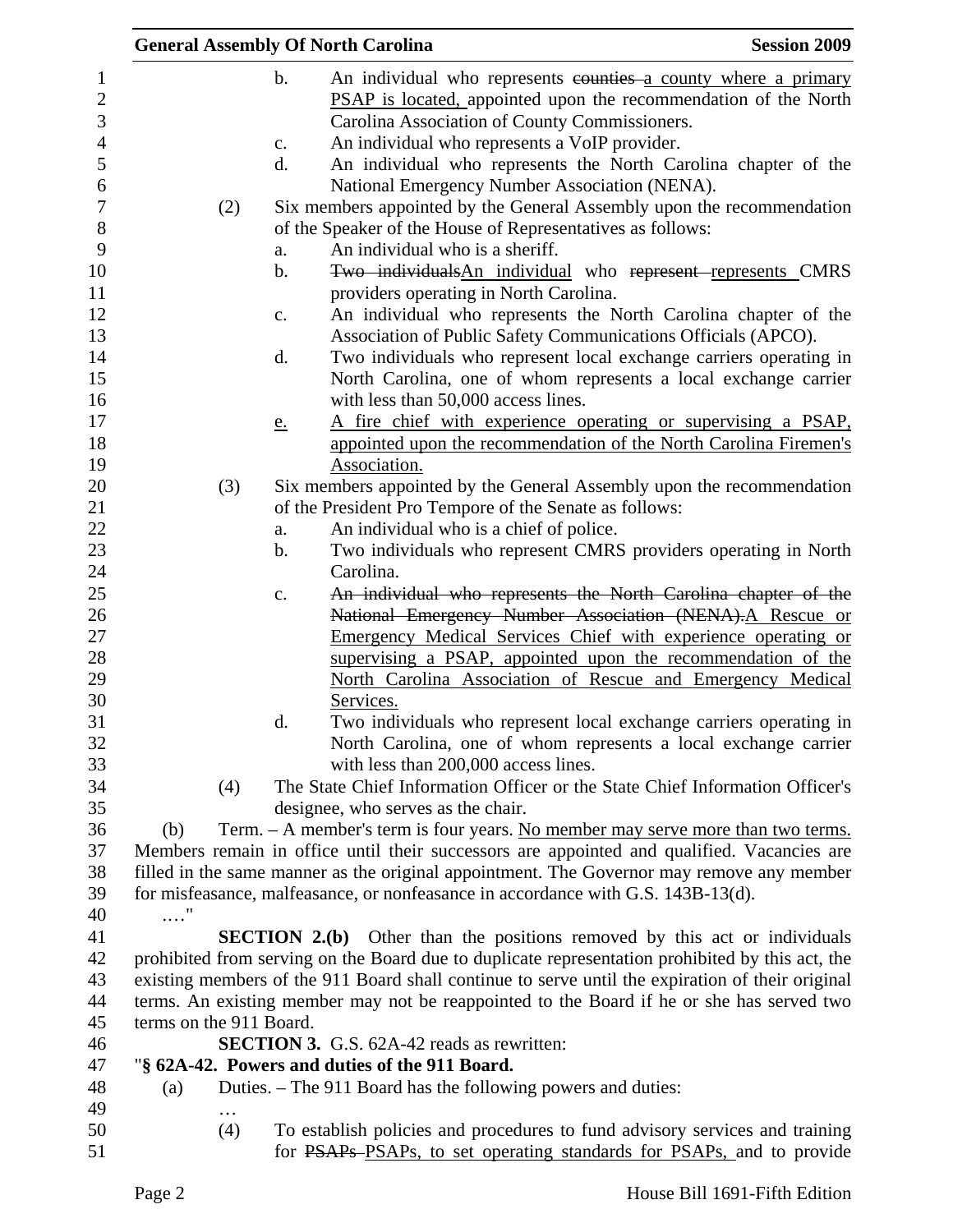b. An individual who represents ~~counties~~ a county where a primary PSAP is located, appointed upon the recommendation of the North Carolina Association of County Commissioners.

c. An individual who represents a VoIP provider.

d. An individual who represents the North Carolina chapter of the National Emergency Number Association (NENA).

(2) Six members appointed by the General Assembly upon the recommendation of the Speaker of the House of Representatives as follows:

a. An individual who is a sheriff.

b. ~~Two individuals~~An individual who ~~represent~~ represents CMRS providers operating in North Carolina.

c. An individual who represents the North Carolina chapter of the Association of Public Safety Communications Officials (APCO).

d. Two individuals who represent local exchange carriers operating in North Carolina, one of whom represents a local exchange carrier with less than 50,000 access lines.

e. A fire chief with experience operating or supervising a PSAP, appointed upon the recommendation of the North Carolina Firemen's Association.

(3) Six members appointed by the General Assembly upon the recommendation of the President Pro Tempore of the Senate as follows:

a. An individual who is a chief of police.

b. Two individuals who represent CMRS providers operating in North Carolina.

c. ~~An individual who represents the North Carolina chapter of the National Emergency Number Association (NENA).~~A Rescue or Emergency Medical Services Chief with experience operating or supervising a PSAP, appointed upon the recommendation of the North Carolina Association of Rescue and Emergency Medical Services.

d. Two individuals who represent local exchange carriers operating in North Carolina, one of whom represents a local exchange carrier with less than 200,000 access lines.

(4) The State Chief Information Officer or the State Chief Information Officer's designee, who serves as the chair.

(b) Term. – A member's term is four years. No member may serve more than two terms. Members remain in office until their successors are appointed and qualified. Vacancies are filled in the same manner as the original appointment. The Governor may remove any member for misfeasance, malfeasance, or nonfeasance in accordance with G.S. 143B-13(d).

…."

**SECTION 2.(b)** Other than the positions removed by this act or individuals prohibited from serving on the Board due to duplicate representation prohibited by this act, the existing members of the 911 Board shall continue to serve until the expiration of their original terms. An existing member may not be reappointed to the Board if he or she has served two terms on the 911 Board.

**SECTION 3.** G.S. 62A-42 reads as rewritten:

"**§ 62A-42. Powers and duties of the 911 Board.**

(a) Duties. – The 911 Board has the following powers and duties:

…

(4) To establish policies and procedures to fund advisory services and training for ~~PSAPs~~ PSAPs, to set operating standards for PSAPs, and to provide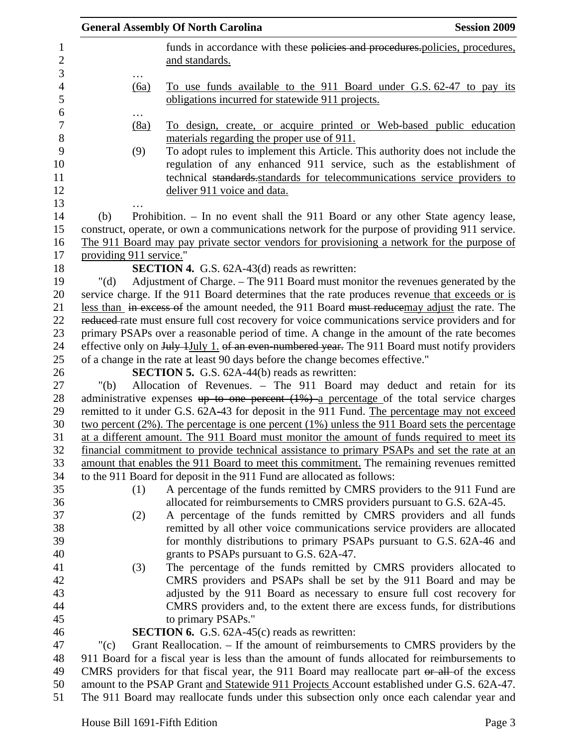funds in accordance with these ~~policies and procedures.~~policies, procedures, and standards.

…

(6a) To use funds available to the 911 Board under G.S. 62-47 to pay its obligations incurred for statewide 911 projects.

…

(8a) To design, create, or acquire printed or Web-based public education materials regarding the proper use of 911.

(9) To adopt rules to implement this Article. This authority does not include the regulation of any enhanced 911 service, such as the establishment of technical ~~standards.~~standards for telecommunications service providers to deliver 911 voice and data.

…

(b) Prohibition. – In no event shall the 911 Board or any other State agency lease, construct, operate, or own a communications network for the purpose of providing 911 service. The 911 Board may pay private sector vendors for provisioning a network for the purpose of providing 911 service."

**SECTION 4.** G.S. 62A-43(d) reads as rewritten:

"(d) Adjustment of Charge. – The 911 Board must monitor the revenues generated by the service charge. If the 911 Board determines that the rate produces revenue that exceeds or is less than ~~in excess of~~ the amount needed, the 911 Board ~~must reduce~~may adjust the rate. The ~~reduced~~ rate must ensure full cost recovery for voice communications service providers and for primary PSAPs over a reasonable period of time. A change in the amount of the rate becomes effective only on ~~July 1~~July 1. ~~of an even-numbered year.~~ The 911 Board must notify providers of a change in the rate at least 90 days before the change becomes effective."

**SECTION 5.** G.S. 62A-44(b) reads as rewritten:

"(b) Allocation of Revenues. – The 911 Board may deduct and retain for its administrative expenses ~~up to one percent (1%)~~ a percentage of the total service charges remitted to it under G.S. 62A-43 for deposit in the 911 Fund. The percentage may not exceed two percent (2%). The percentage is one percent (1%) unless the 911 Board sets the percentage at a different amount. The 911 Board must monitor the amount of funds required to meet its financial commitment to provide technical assistance to primary PSAPs and set the rate at an amount that enables the 911 Board to meet this commitment. The remaining revenues remitted to the 911 Board for deposit in the 911 Fund are allocated as follows:

(1) A percentage of the funds remitted by CMRS providers to the 911 Fund are allocated for reimbursements to CMRS providers pursuant to G.S. 62A-45.

(2) A percentage of the funds remitted by CMRS providers and all funds remitted by all other voice communications service providers are allocated for monthly distributions to primary PSAPs pursuant to G.S. 62A-46 and grants to PSAPs pursuant to G.S. 62A-47.

(3) The percentage of the funds remitted by CMRS providers allocated to CMRS providers and PSAPs shall be set by the 911 Board and may be adjusted by the 911 Board as necessary to ensure full cost recovery for CMRS providers and, to the extent there are excess funds, for distributions to primary PSAPs."

**SECTION 6.** G.S. 62A-45(c) reads as rewritten:

"(c) Grant Reallocation. – If the amount of reimbursements to CMRS providers by the 911 Board for a fiscal year is less than the amount of funds allocated for reimbursements to CMRS providers for that fiscal year, the 911 Board may reallocate part ~~or all~~ of the excess amount to the PSAP Grant and Statewide 911 Projects Account established under G.S. 62A-47. The 911 Board may reallocate funds under this subsection only once each calendar year and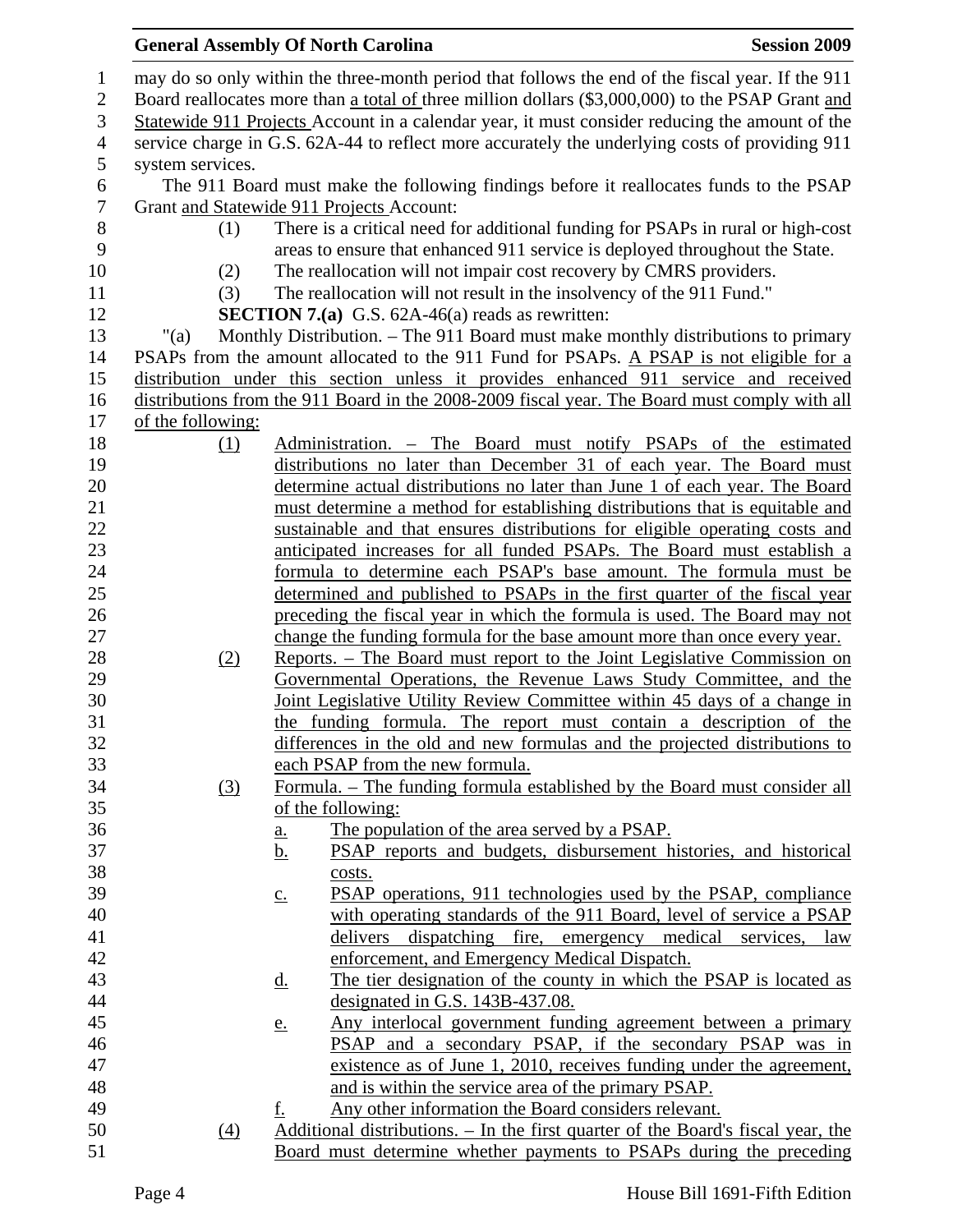may do so only within the three-month period that follows the end of the fiscal year. If the 911 Board reallocates more than a total of three million dollars ($3,000,000) to the PSAP Grant and Statewide 911 Projects Account in a calendar year, it must consider reducing the amount of the service charge in G.S. 62A-44 to reflect more accurately the underlying costs of providing 911 system services.

The 911 Board must make the following findings before it reallocates funds to the PSAP Grant and Statewide 911 Projects Account:

(1) There is a critical need for additional funding for PSAPs in rural or high-cost areas to ensure that enhanced 911 service is deployed throughout the State.

(2) The reallocation will not impair cost recovery by CMRS providers.

(3) The reallocation will not result in the insolvency of the 911 Fund."

**SECTION 7.(a)** G.S. 62A-46(a) reads as rewritten:

"(a) Monthly Distribution. – The 911 Board must make monthly distributions to primary PSAPs from the amount allocated to the 911 Fund for PSAPs. A PSAP is not eligible for a distribution under this section unless it provides enhanced 911 service and received distributions from the 911 Board in the 2008-2009 fiscal year. The Board must comply with all of the following:

(1) Administration. – The Board must notify PSAPs of the estimated distributions no later than December 31 of each year. The Board must determine actual distributions no later than June 1 of each year. The Board must determine a method for establishing distributions that is equitable and sustainable and that ensures distributions for eligible operating costs and anticipated increases for all funded PSAPs. The Board must establish a formula to determine each PSAP's base amount. The formula must be determined and published to PSAPs in the first quarter of the fiscal year preceding the fiscal year in which the formula is used. The Board may not change the funding formula for the base amount more than once every year.

(2) Reports. – The Board must report to the Joint Legislative Commission on Governmental Operations, the Revenue Laws Study Committee, and the Joint Legislative Utility Review Committee within 45 days of a change in the funding formula. The report must contain a description of the differences in the old and new formulas and the projected distributions to each PSAP from the new formula.

(3) Formula. – The funding formula established by the Board must consider all of the following:

a. The population of the area served by a PSAP.

b. PSAP reports and budgets, disbursement histories, and historical costs.

c. PSAP operations, 911 technologies used by the PSAP, compliance with operating standards of the 911 Board, level of service a PSAP delivers dispatching fire, emergency medical services, law enforcement, and Emergency Medical Dispatch.

d. The tier designation of the county in which the PSAP is located as designated in G.S. 143B-437.08.

e. Any interlocal government funding agreement between a primary PSAP and a secondary PSAP, if the secondary PSAP was in existence as of June 1, 2010, receives funding under the agreement, and is within the service area of the primary PSAP.

f. Any other information the Board considers relevant.

(4) Additional distributions. – In the first quarter of the Board's fiscal year, the Board must determine whether payments to PSAPs during the preceding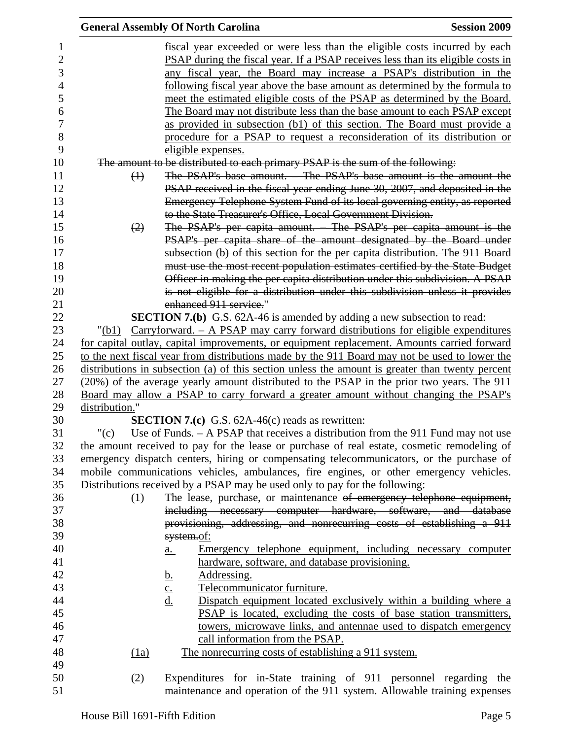fiscal year exceeded or were less than the eligible costs incurred by each PSAP during the fiscal year. If a PSAP receives less than its eligible costs in any fiscal year, the Board may increase a PSAP's distribution in the following fiscal year above the base amount as determined by the formula to meet the estimated eligible costs of the PSAP as determined by the Board. The Board may not distribute less than the base amount to each PSAP except as provided in subsection (b1) of this section. The Board must provide a procedure for a PSAP to request a reconsideration of its distribution or eligible expenses.

~~The amount to be distributed to each primary PSAP is the sum of the following:~~

~~(1) The PSAP's base amount. – The PSAP's base amount is the amount the PSAP received in the fiscal year ending June 30, 2007, and deposited in the Emergency Telephone System Fund of its local governing entity, as reported to the State Treasurer's Office, Local Government Division.~~

~~(2) The PSAP's per capita amount. – The PSAP's per capita amount is the PSAP's per capita share of the amount designated by the Board under subsection (b) of this section for the per capita distribution. The 911 Board must use the most recent population estimates certified by the State Budget Officer in making the per capita distribution under this subdivision. A PSAP is not eligible for a distribution under this subdivision unless it provides enhanced 911 service.~~"

**SECTION 7.(b)** G.S. 62A-46 is amended by adding a new subsection to read:

"(b1) Carryforward. – A PSAP may carry forward distributions for eligible expenditures for capital outlay, capital improvements, or equipment replacement. Amounts carried forward to the next fiscal year from distributions made by the 911 Board may not be used to lower the distributions in subsection (a) of this section unless the amount is greater than twenty percent (20%) of the average yearly amount distributed to the PSAP in the prior two years. The 911 Board may allow a PSAP to carry forward a greater amount without changing the PSAP's distribution."

**SECTION 7.(c)** G.S. 62A-46(c) reads as rewritten:

"(c) Use of Funds. – A PSAP that receives a distribution from the 911 Fund may not use the amount received to pay for the lease or purchase of real estate, cosmetic remodeling of emergency dispatch centers, hiring or compensating telecommunicators, or the purchase of mobile communications vehicles, ambulances, fire engines, or other emergency vehicles. Distributions received by a PSAP may be used only to pay for the following:

(1) The lease, purchase, or maintenance ~~of emergency telephone equipment, including necessary computer hardware, software, and database provisioning, addressing, and nonrecurring costs of establishing a 911 system.~~of:

a. Emergency telephone equipment, including necessary computer hardware, software, and database provisioning.

b. Addressing.

c. Telecommunicator furniture.

d. Dispatch equipment located exclusively within a building where a PSAP is located, excluding the costs of base station transmitters, towers, microwave links, and antennae used to dispatch emergency call information from the PSAP.

(1a) The nonrecurring costs of establishing a 911 system.

(2) Expenditures for in-State training of 911 personnel regarding the maintenance and operation of the 911 system. Allowable training expenses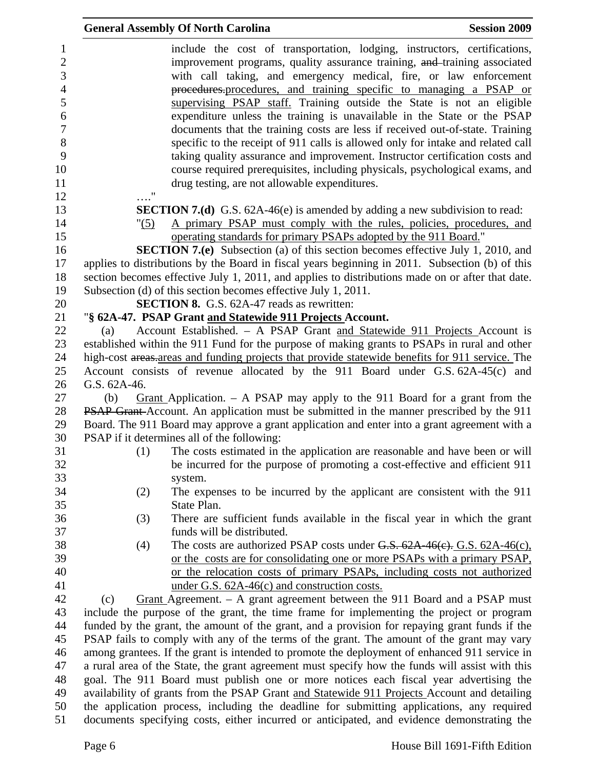include the cost of transportation, lodging, instructors, certifications, improvement programs, quality assurance training, ~~and~~ training associated with call taking, and emergency medical, fire, or law enforcement ~~procedures.~~procedures, and training specific to managing a PSAP or supervising PSAP staff. Training outside the State is not an eligible expenditure unless the training is unavailable in the State or the PSAP documents that the training costs are less if received out-of-state. Training specific to the receipt of 911 calls is allowed only for intake and related call taking quality assurance and improvement. Instructor certification costs and course required prerequisites, including physicals, psychological exams, and drug testing, are not allowable expenditures.

…."

**SECTION 7.(d)** G.S. 62A-46(e) is amended by adding a new subdivision to read:

"(5) A primary PSAP must comply with the rules, policies, procedures, and operating standards for primary PSAPs adopted by the 911 Board."

**SECTION 7.(e)** Subsection (a) of this section becomes effective July 1, 2010, and applies to distributions by the Board in fiscal years beginning in 2011. Subsection (b) of this section becomes effective July 1, 2011, and applies to distributions made on or after that date. Subsection (d) of this section becomes effective July 1, 2011.

**SECTION 8.** G.S. 62A-47 reads as rewritten:

"**§ 62A-47. PSAP Grant and Statewide 911 Projects Account.**

(a) Account Established. – A PSAP Grant and Statewide 911 Projects Account is established within the 911 Fund for the purpose of making grants to PSAPs in rural and other high-cost ~~areas.~~areas and funding projects that provide statewide benefits for 911 service. The Account consists of revenue allocated by the 911 Board under G.S. 62A-45(c) and G.S. 62A-46.

(b) Grant Application. – A PSAP may apply to the 911 Board for a grant from the ~~PSAP Grant~~ Account. An application must be submitted in the manner prescribed by the 911 Board. The 911 Board may approve a grant application and enter into a grant agreement with a PSAP if it determines all of the following:

(1) The costs estimated in the application are reasonable and have been or will be incurred for the purpose of promoting a cost-effective and efficient 911 system.

(2) The expenses to be incurred by the applicant are consistent with the 911 State Plan.

(3) There are sufficient funds available in the fiscal year in which the grant funds will be distributed.

(4) The costs are authorized PSAP costs under ~~G.S. 62A-46(c).~~ G.S. 62A-46(c), or the costs are for consolidating one or more PSAPs with a primary PSAP, or the relocation costs of primary PSAPs, including costs not authorized under G.S. 62A-46(c) and construction costs.

(c) Grant Agreement. – A grant agreement between the 911 Board and a PSAP must include the purpose of the grant, the time frame for implementing the project or program funded by the grant, the amount of the grant, and a provision for repaying grant funds if the PSAP fails to comply with any of the terms of the grant. The amount of the grant may vary among grantees. If the grant is intended to promote the deployment of enhanced 911 service in a rural area of the State, the grant agreement must specify how the funds will assist with this goal. The 911 Board must publish one or more notices each fiscal year advertising the availability of grants from the PSAP Grant and Statewide 911 Projects Account and detailing the application process, including the deadline for submitting applications, any required documents specifying costs, either incurred or anticipated, and evidence demonstrating the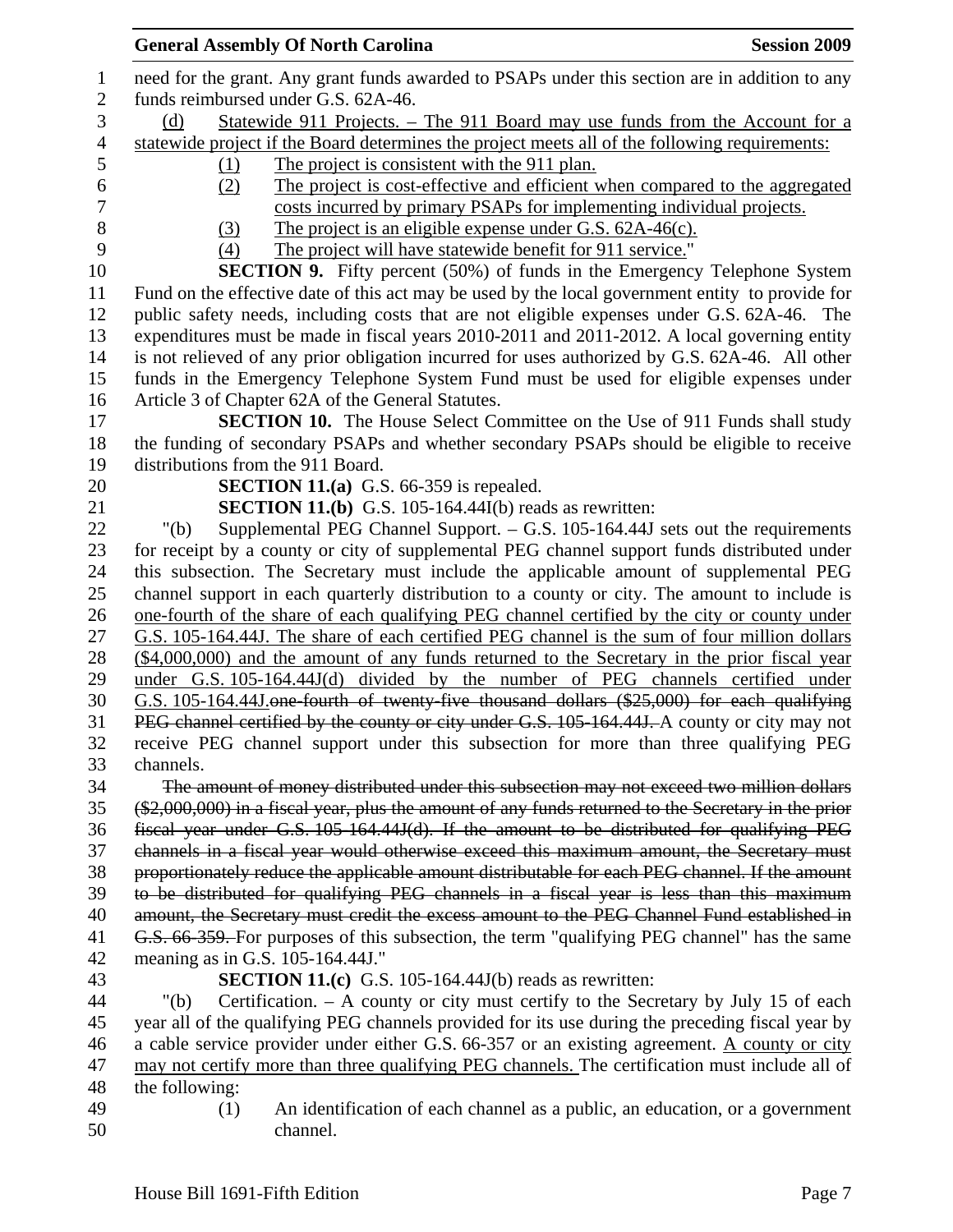need for the grant. Any grant funds awarded to PSAPs under this section are in addition to any funds reimbursed under G.S. 62A-46.

<u>(d) Statewide 911 Projects. – The 911 Board may use funds from the Account for a statewide project if the Board determines the project meets all of the following requirements:</u>

<u>(1) The project is consistent with the 911 plan.</u>

<u>(2) The project is cost-effective and efficient when compared to the aggregated costs incurred by primary PSAPs for implementing individual projects.</u>

<u>(3) The project is an eligible expense under G.S. 62A-46(c).</u>

<u>(4) The project will have statewide benefit for 911 service.</u>"

**SECTION 9.** Fifty percent (50%) of funds in the Emergency Telephone System Fund on the effective date of this act may be used by the local government entity to provide for public safety needs, including costs that are not eligible expenses under G.S. 62A-46. The expenditures must be made in fiscal years 2010-2011 and 2011-2012. A local governing entity is not relieved of any prior obligation incurred for uses authorized by G.S. 62A-46. All other funds in the Emergency Telephone System Fund must be used for eligible expenses under Article 3 of Chapter 62A of the General Statutes.

**SECTION 10.** The House Select Committee on the Use of 911 Funds shall study the funding of secondary PSAPs and whether secondary PSAPs should be eligible to receive distributions from the 911 Board.

**SECTION 11.(a)** G.S. 66-359 is repealed.

**SECTION 11.(b)** G.S. 105-164.44I(b) reads as rewritten:

"(b) Supplemental PEG Channel Support. – G.S. 105-164.44J sets out the requirements for receipt by a county or city of supplemental PEG channel support funds distributed under this subsection. The Secretary must include the applicable amount of supplemental PEG channel support in each quarterly distribution to a county or city. The amount to include is <u>one-fourth of the share of each qualifying PEG channel certified by the city or county under G.S. 105-164.44J. The share of each certified PEG channel is the sum of four million dollars ($4,000,000) and the amount of any funds returned to the Secretary in the prior fiscal year under G.S. 105-164.44J(d) divided by the number of PEG channels certified under G.S. 105-164.44J.</u>~~one-fourth of twenty-five thousand dollars ($25,000) for each qualifying PEG channel certified by the county or city under G.S. 105-164.44J.~~ A county or city may not receive PEG channel support under this subsection for more than three qualifying PEG channels.

~~The amount of money distributed under this subsection may not exceed two million dollars ($2,000,000) in a fiscal year, plus the amount of any funds returned to the Secretary in the prior fiscal year under G.S. 105-164.44J(d). If the amount to be distributed for qualifying PEG channels in a fiscal year would otherwise exceed this maximum amount, the Secretary must proportionately reduce the applicable amount distributable for each PEG channel. If the amount to be distributed for qualifying PEG channels in a fiscal year is less than this maximum amount, the Secretary must credit the excess amount to the PEG Channel Fund established in G.S. 66-359.~~ For purposes of this subsection, the term "qualifying PEG channel" has the same meaning as in G.S. 105-164.44J."

**SECTION 11.(c)** G.S. 105-164.44J(b) reads as rewritten:

"(b) Certification. – A county or city must certify to the Secretary by July 15 of each year all of the qualifying PEG channels provided for its use during the preceding fiscal year by a cable service provider under either G.S. 66-357 or an existing agreement. <u>A county or city may not certify more than three qualifying PEG channels.</u> The certification must include all of the following:

(1) An identification of each channel as a public, an education, or a government channel.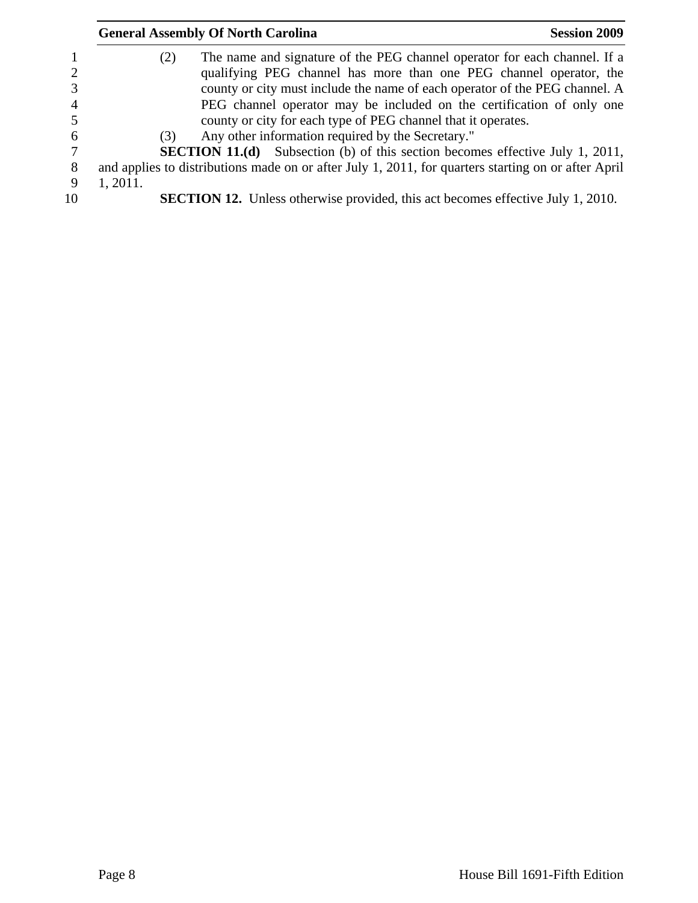(2) The name and signature of the PEG channel operator for each channel. If a qualifying PEG channel has more than one PEG channel operator, the county or city must include the name of each operator of the PEG channel. A PEG channel operator may be included on the certification of only one county or city for each type of PEG channel that it operates.

(3) Any other information required by the Secretary."

**SECTION 11.(d)** Subsection (b) of this section becomes effective July 1, 2011, and applies to distributions made on or after July 1, 2011, for quarters starting on or after April 1, 2011.

**SECTION 12.** Unless otherwise provided, this act becomes effective July 1, 2010.